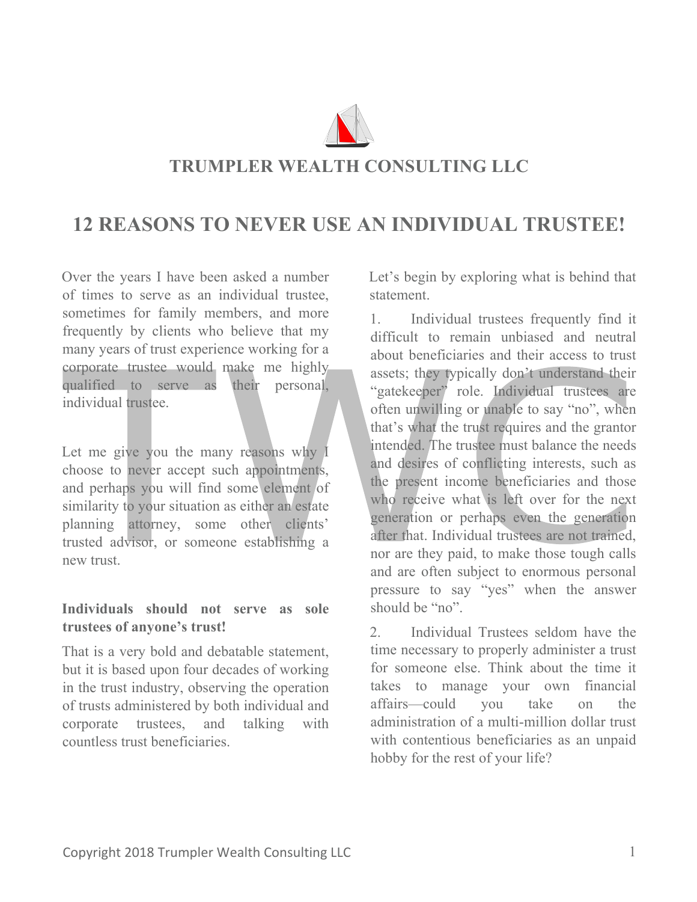## TRUMPLER WEALTH CONSULTING LLC

# 12 REASONS TO NEVER USE AN INDIVIDUAL TRUSTEE!

Over the years I have been asked a number of times to serve as an individual trustee, sometimes for family members, and more frequently by clients who believe that my many years of trust experience working for a corporate trustee would make me highly qualified to serve as their personal, individual trustee.

Let me give you the many reasons why I choose to never accept such appointments, and perhaps you will find some element of similarity to your situation as either an estate planning attorney, some other clients' trusted advisor, or someone establishing a new trust.

**Individuals should not serve as sole trustees of anyone's trust!**

That is a very bold and debatable statement, but it is based upon four decades of working in the trust industry, observing the operation of trusts administered by both individual and corporate trustees, and talking with countless trust beneficiaries.

Let's begin by exploring what is behind that statement.

1. Individual trustees frequently find it difficult to remain unbiased and neutral about beneficiaries and their access to trust assets; they typically don't understand their "gatekeeper" role. Individual trustees are often unwilling or unable to say "no", when that's what the trust requires and the grantor intended. The trustee must balance the needs and desires of conflicting interests, such as the present income beneficiaries and those who receive what is left over for the next generation or perhaps even the generation after that. Individual trustees are not trained, nor are they paid, to make those tough calls and are often subject to enormous personal pressure to say "yes" when the answer should be "no".

2. Individual Trustees seldom have the time necessary to properly administer a trust for someone else. Think about the time it takes to manage your own financial affairs—could you take on the administration of a multi-million dollar trust with contentious beneficiaries as an unpaid hobby for the rest of your life?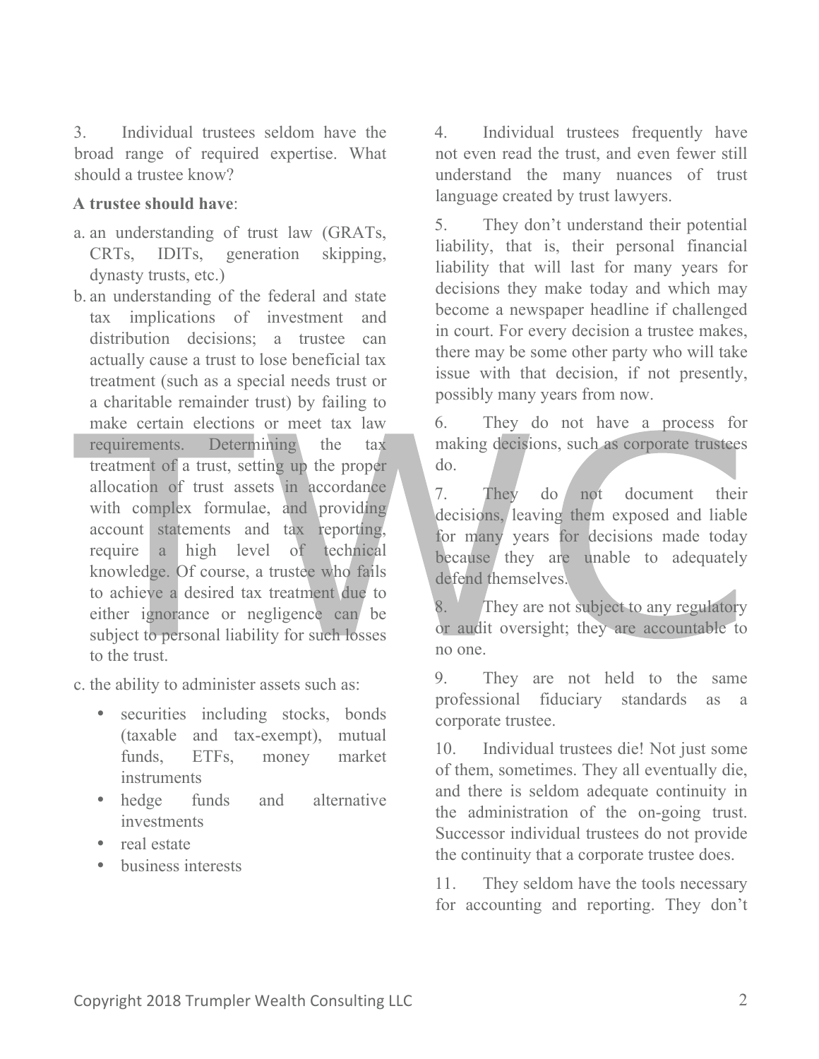3. Individual trustees seldom have the broad range of required expertise. What should a trustee know?

**A trustee should have**:

a. an understanding of trust law (GRATs, CRTs, IDITs, generation skipping, dynasty trusts, etc.)

b. an understanding of the federal and state tax implications of investment and distribution decisions; a trustee can actually cause a trust to lose beneficial tax treatment (such as a special needs trust or a charitable remainder trust) by failing to make certain elections or meet tax law requirements. Determining the tax treatment of a trust, setting up the proper allocation of trust assets in accordance with complex formulae, and providing account statements and tax reporting, require a high level of technical knowledge. Of course, a trustee who fails to achieve a desired tax treatment due to either ignorance or negligence can be subject to personal liability for such losses to the trust.

c. the ability to administer assets such as:

- securities including stocks, bonds (taxable and tax-exempt), mutual funds, ETFs, money market instruments
- hedge funds and alternative investments
- real estate
- business interests

4. Individual trustees frequently have not even read the trust, and even fewer still understand the many nuances of trust language created by trust lawyers.

5. They don't understand their potential liability, that is, their personal financial liability that will last for many years for decisions they make today and which may become a newspaper headline if challenged in court. For every decision a trustee makes, there may be some other party who will take issue with that decision, if not presently, possibly many years from now.

6. They do not have a process for making decisions, such as corporate trustees do.

7. They do not document their decisions, leaving them exposed and liable for many years for decisions made today because they are unable to adequately defend themselves.

8. They are not subject to any regulatory or audit oversight; they are accountable to no one.

9. They are not held to the same professional fiduciary standards as a corporate trustee.

10. Individual trustees die! Not just some of them, sometimes. They all eventually die, and there is seldom adequate continuity in the administration of the on-going trust. Successor individual trustees do not provide the continuity that a corporate trustee does.

11. They seldom have the tools necessary for accounting and reporting. They don't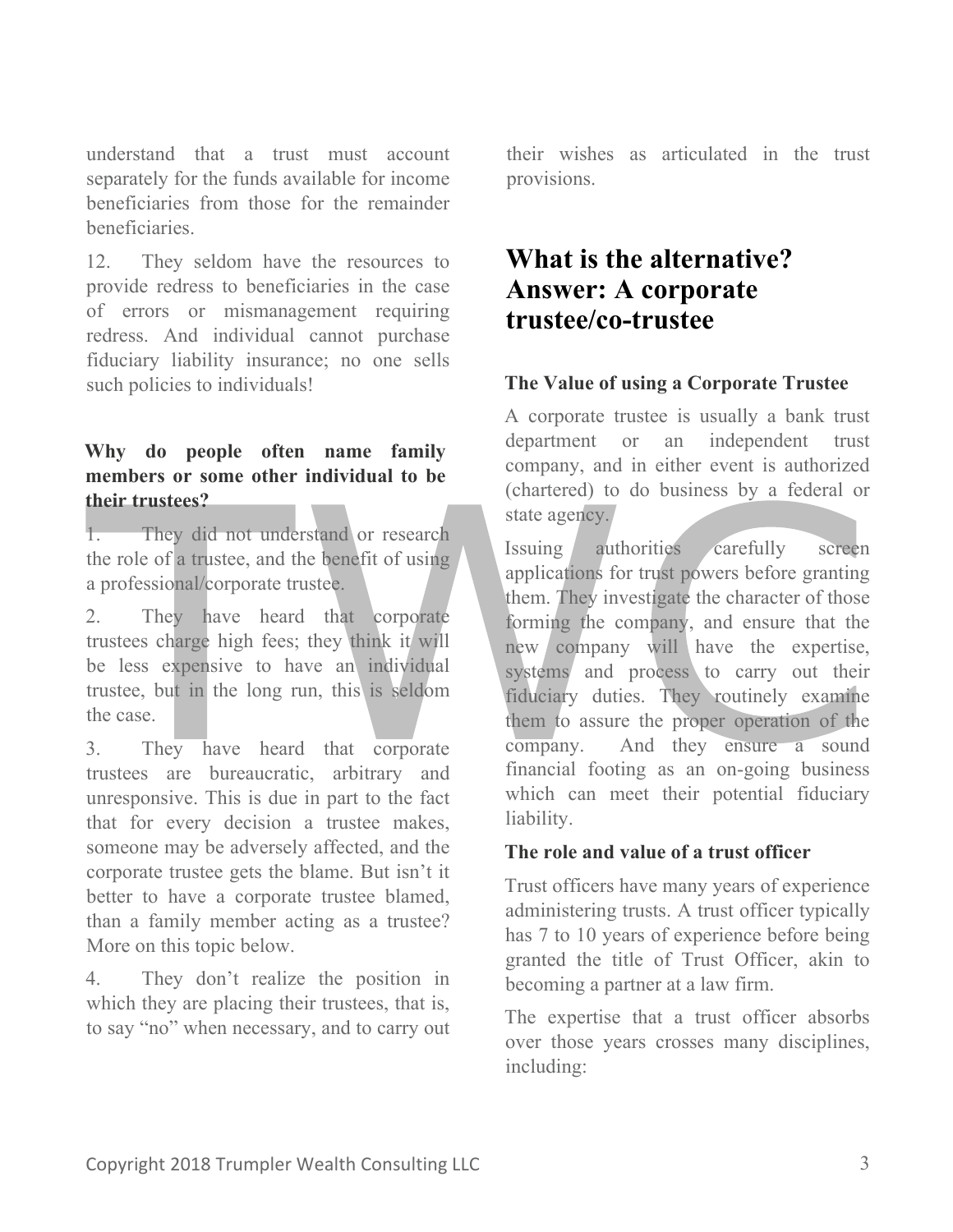understand that a trust must account separately for the funds available for income beneficiaries from those for the remainder beneficiaries.

12. They seldom have the resources to provide redress to beneficiaries in the case of errors or mismanagement requiring redress. And individual cannot purchase fiduciary liability insurance; no one sells such policies to individuals!

**Why do people often name family members or some other individual to be their trustees?**

1. They did not understand or research the role of a trustee, and the benefit of using a professional/corporate trustee.

2. They have heard that corporate trustees charge high fees; they think it will be less expensive to have an individual trustee, but in the long run, this is seldom the case.

3. They have heard that corporate trustees are bureaucratic, arbitrary and unresponsive. This is due in part to the fact that for every decision a trustee makes, someone may be adversely affected, and the corporate trustee gets the blame. But isn't it better to have a corporate trustee blamed, than a family member acting as a trustee? More on this topic below.

4. They don't realize the position in which they are placing their trustees, that is, to say "no" when necessary, and to carry out their wishes as articulated in the trust provisions.

## What is the alternative? Answer: A corporate trustee/co-trustee

**The Value of using a Corporate Trustee**

A corporate trustee is usually a bank trust department or an independent trust company, and in either event is authorized (chartered) to do business by a federal or state agency.

Issuing authorities carefully screen applications for trust powers before granting them. They investigate the character of those forming the company, and ensure that the new company will have the expertise, systems and process to carry out their fiduciary duties. They routinely examine them to assure the proper operation of the company. And they ensure a sound financial footing as an on-going business which can meet their potential fiduciary liability.

**The role and value of a trust officer**

Trust officers have many years of experience administering trusts. A trust officer typically has 7 to 10 years of experience before being granted the title of Trust Officer, akin to becoming a partner at a law firm.

The expertise that a trust officer absorbs over those years crosses many disciplines, including: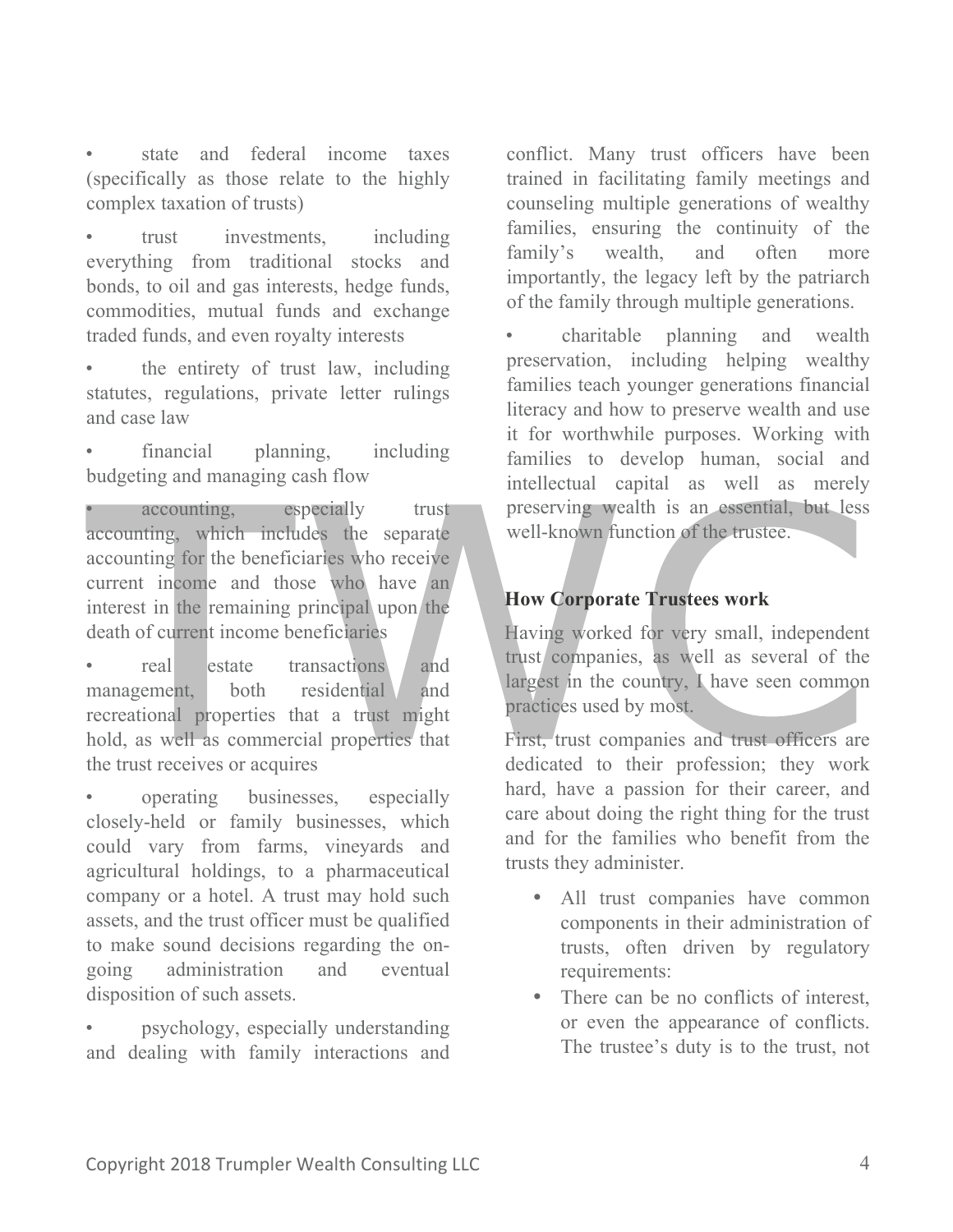- state and federal income taxes (specifically as those relate to the highly complex taxation of trusts)
- trust investments, including everything from traditional stocks and bonds, to oil and gas interests, hedge funds, commodities, mutual funds and exchange traded funds, and even royalty interests
- the entirety of trust law, including statutes, regulations, private letter rulings and case law
- financial planning, including budgeting and managing cash flow
- accounting, especially trust accounting, which includes the separate accounting for the beneficiaries who receive current income and those who have an interest in the remaining principal upon the death of current income beneficiaries
- real estate transactions and management, both residential and recreational properties that a trust might hold, as well as commercial properties that the trust receives or acquires
- operating businesses, especially closely-held or family businesses, which could vary from farms, vineyards and agricultural holdings, to a pharmaceutical company or a hotel. A trust may hold such assets, and the trust officer must be qualified to make sound decisions regarding the on-going administration and eventual disposition of such assets.
- psychology, especially understanding and dealing with family interactions and conflict. Many trust officers have been trained in facilitating family meetings and counseling multiple generations of wealthy families, ensuring the continuity of the family's wealth, and often more importantly, the legacy left by the patriarch of the family through multiple generations.
- charitable planning and wealth preservation, including helping wealthy families teach younger generations financial literacy and how to preserve wealth and use it for worthwhile purposes. Working with families to develop human, social and intellectual capital as well as merely preserving wealth is an essential, but less well-known function of the trustee.

**How Corporate Trustees work**

Having worked for very small, independent trust companies, as well as several of the largest in the country, I have seen common practices used by most.

First, trust companies and trust officers are dedicated to their profession; they work hard, have a passion for their career, and care about doing the right thing for the trust and for the families who benefit from the trusts they administer.

- All trust companies have common components in their administration of trusts, often driven by regulatory requirements:
- There can be no conflicts of interest, or even the appearance of conflicts. The trustee's duty is to the trust, not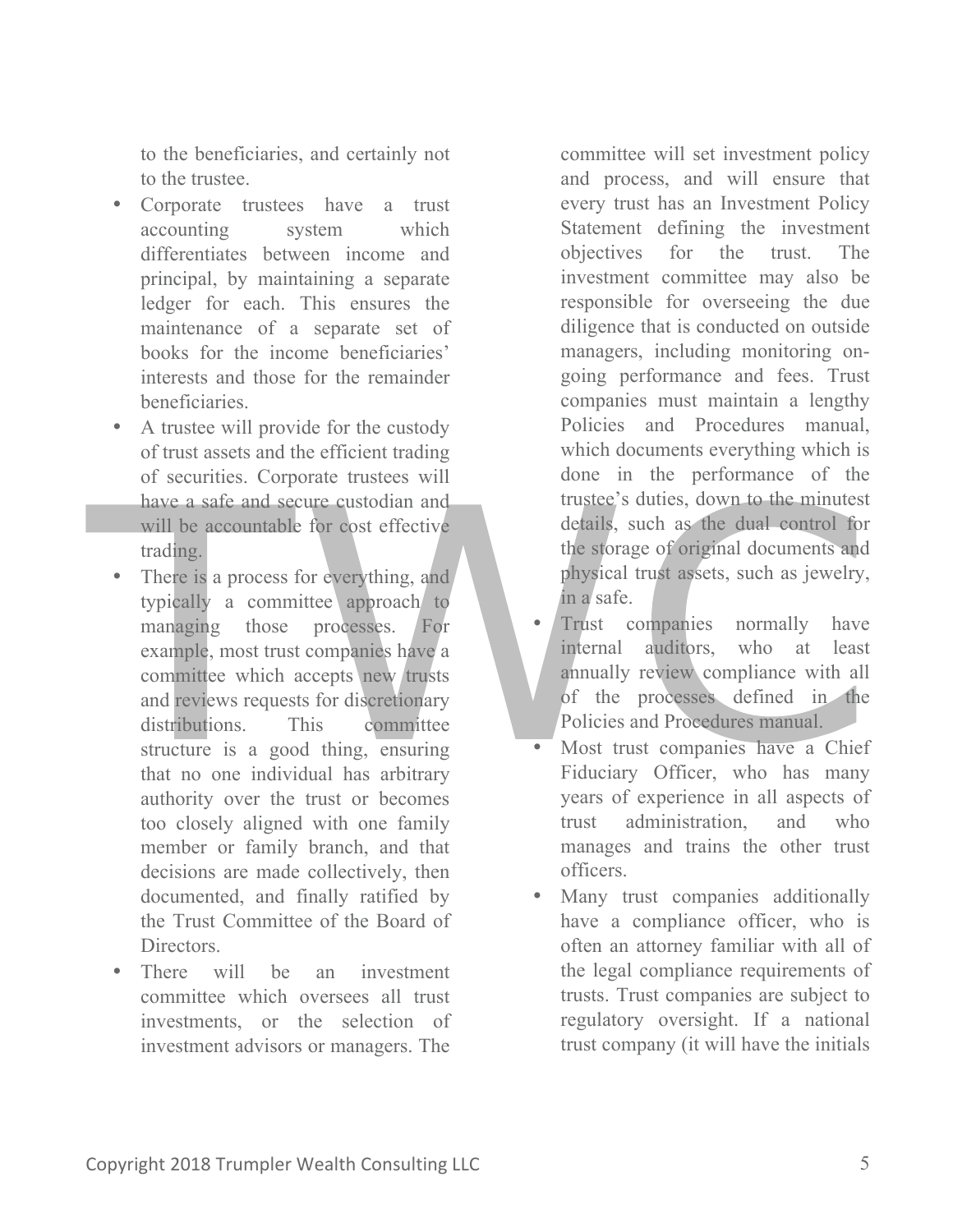to the beneficiaries, and certainly not to the trustee.

- Corporate trustees have a trust accounting system which differentiates between income and principal, by maintaining a separate ledger for each. This ensures the maintenance of a separate set of books for the income beneficiaries' interests and those for the remainder beneficiaries.
- A trustee will provide for the custody of trust assets and the efficient trading of securities. Corporate trustees will have a safe and secure custodian and will be accountable for cost effective trading.
- There is a process for everything, and typically a committee approach to managing those processes. For example, most trust companies have a committee which accepts new trusts and reviews requests for discretionary distributions. This committee structure is a good thing, ensuring that no one individual has arbitrary authority over the trust or becomes too closely aligned with one family member or family branch, and that decisions are made collectively, then documented, and finally ratified by the Trust Committee of the Board of Directors.
- There will be an investment committee which oversees all trust investments, or the selection of investment advisors or managers. The committee will set investment policy and process, and will ensure that every trust has an Investment Policy Statement defining the investment objectives for the trust. The investment committee may also be responsible for overseeing the due diligence that is conducted on outside managers, including monitoring on-going performance and fees. Trust companies must maintain a lengthy Policies and Procedures manual, which documents everything which is done in the performance of the trustee's duties, down to the minutest details, such as the dual control for the storage of original documents and physical trust assets, such as jewelry, in a safe.
- Trust companies normally have internal auditors, who at least annually review compliance with all of the processes defined in the Policies and Procedures manual.
- Most trust companies have a Chief Fiduciary Officer, who has many years of experience in all aspects of trust administration, and who manages and trains the other trust officers.
- Many trust companies additionally have a compliance officer, who is often an attorney familiar with all of the legal compliance requirements of trusts. Trust companies are subject to regulatory oversight. If a national trust company (it will have the initials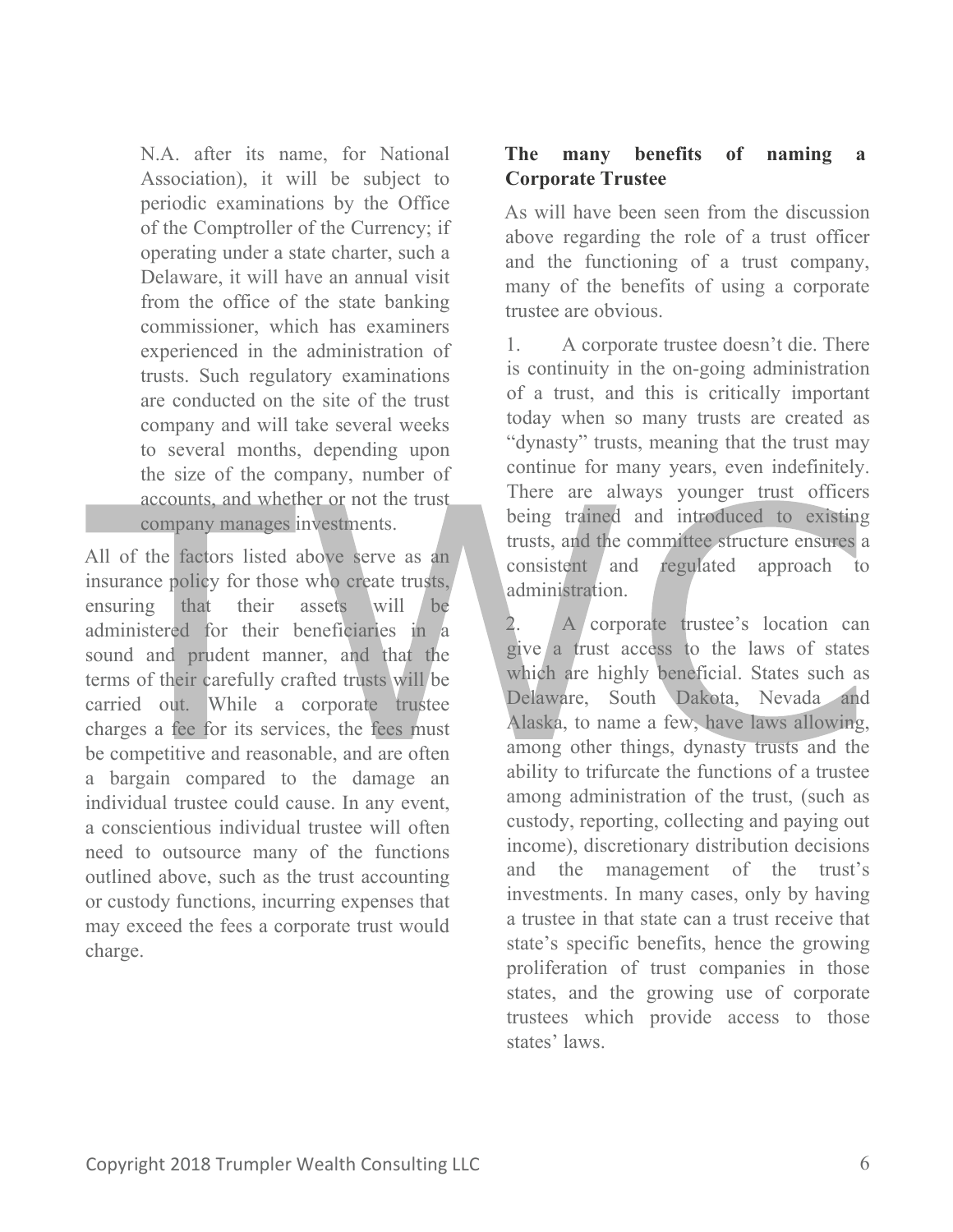N.A. after its name, for National Association), it will be subject to periodic examinations by the Office of the Comptroller of the Currency; if operating under a state charter, such a Delaware, it will have an annual visit from the office of the state banking commissioner, which has examiners experienced in the administration of trusts. Such regulatory examinations are conducted on the site of the trust company and will take several weeks to several months, depending upon the size of the company, number of accounts, and whether or not the trust company manages investments.

All of the factors listed above serve as an insurance policy for those who create trusts, ensuring that their assets will be administered for their beneficiaries in a sound and prudent manner, and that the terms of their carefully crafted trusts will be carried out. While a corporate trustee charges a fee for its services, the fees must be competitive and reasonable, and are often a bargain compared to the damage an individual trustee could cause. In any event, a conscientious individual trustee will often need to outsource many of the functions outlined above, such as the trust accounting or custody functions, incurring expenses that may exceed the fees a corporate trust would charge.

**The many benefits of naming a Corporate Trustee**

As will have been seen from the discussion above regarding the role of a trust officer and the functioning of a trust company, many of the benefits of using a corporate trustee are obvious.

1. A corporate trustee doesn't die. There is continuity in the on-going administration of a trust, and this is critically important today when so many trusts are created as "dynasty" trusts, meaning that the trust may continue for many years, even indefinitely. There are always younger trust officers being trained and introduced to existing trusts, and the committee structure ensures a consistent and regulated approach to administration.

2. A corporate trustee's location can give a trust access to the laws of states which are highly beneficial. States such as Delaware, South Dakota, Nevada and Alaska, to name a few, have laws allowing, among other things, dynasty trusts and the ability to trifurcate the functions of a trustee among administration of the trust, (such as custody, reporting, collecting and paying out income), discretionary distribution decisions and the management of the trust's investments. In many cases, only by having a trustee in that state can a trust receive that state's specific benefits, hence the growing proliferation of trust companies in those states, and the growing use of corporate trustees which provide access to those states' laws.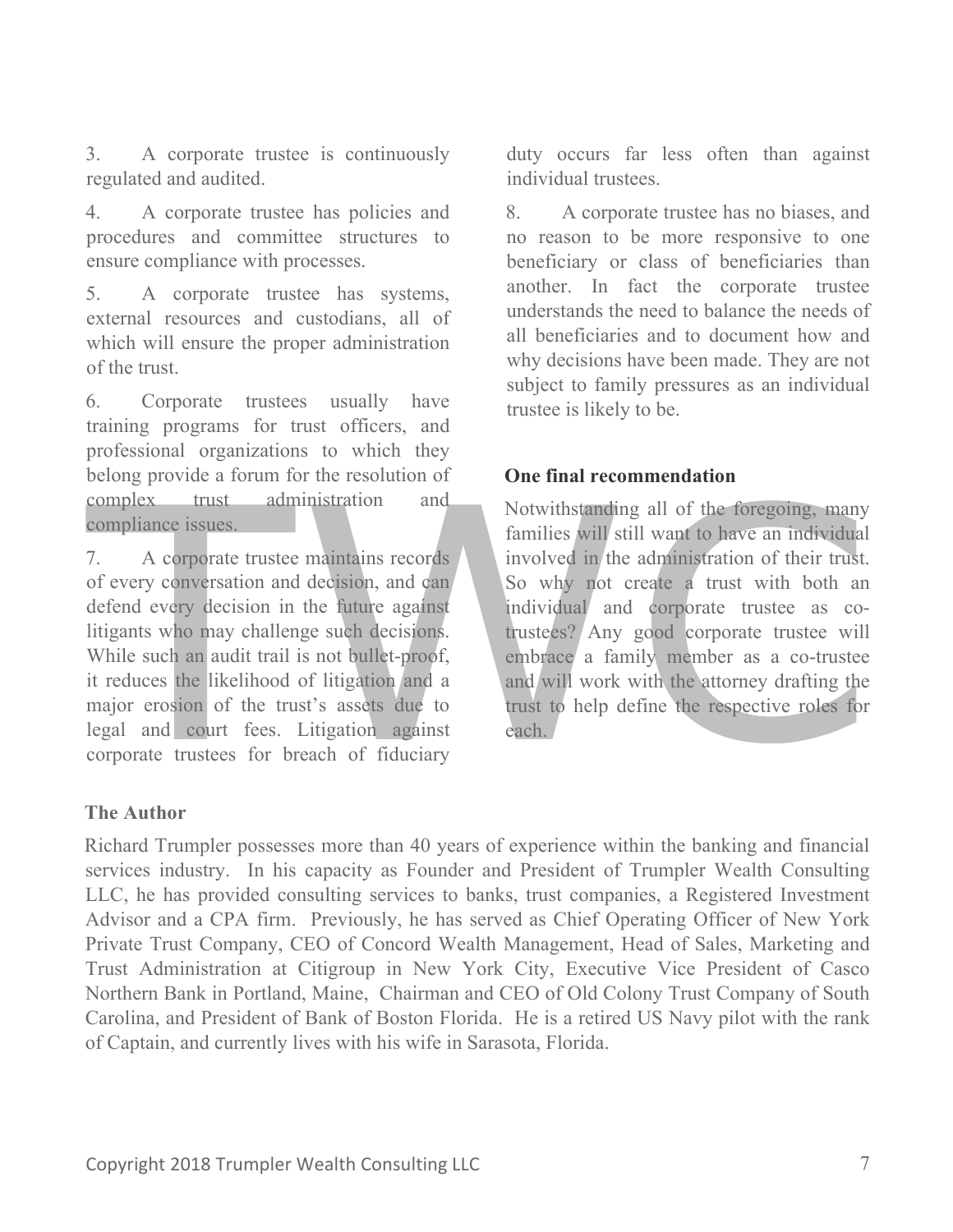3. A corporate trustee is continuously regulated and audited.

4. A corporate trustee has policies and procedures and committee structures to ensure compliance with processes.

5. A corporate trustee has systems, external resources and custodians, all of which will ensure the proper administration of the trust.

6. Corporate trustees usually have training programs for trust officers, and professional organizations to which they belong provide a forum for the resolution of complex trust administration and compliance issues.

7. A corporate trustee maintains records of every conversation and decision, and can defend every decision in the future against litigants who may challenge such decisions. While such an audit trail is not bullet-proof, it reduces the likelihood of litigation and a major erosion of the trust's assets due to legal and court fees. Litigation against corporate trustees for breach of fiduciary duty occurs far less often than against individual trustees.

8. A corporate trustee has no biases, and no reason to be more responsive to one beneficiary or class of beneficiaries than another. In fact the corporate trustee understands the need to balance the needs of all beneficiaries and to document how and why decisions have been made. They are not subject to family pressures as an individual trustee is likely to be.

**One final recommendation**

Notwithstanding all of the foregoing, many families will still want to have an individual involved in the administration of their trust. So why not create a trust with both an individual and corporate trustee as co-trustees? Any good corporate trustee will embrace a family member as a co-trustee and will work with the attorney drafting the trust to help define the respective roles for each.

**The Author**

Richard Trumpler possesses more than 40 years of experience within the banking and financial services industry. In his capacity as Founder and President of Trumpler Wealth Consulting LLC, he has provided consulting services to banks, trust companies, a Registered Investment Advisor and a CPA firm. Previously, he has served as Chief Operating Officer of New York Private Trust Company, CEO of Concord Wealth Management, Head of Sales, Marketing and Trust Administration at Citigroup in New York City, Executive Vice President of Casco Northern Bank in Portland, Maine, Chairman and CEO of Old Colony Trust Company of South Carolina, and President of Bank of Boston Florida. He is a retired US Navy pilot with the rank of Captain, and currently lives with his wife in Sarasota, Florida.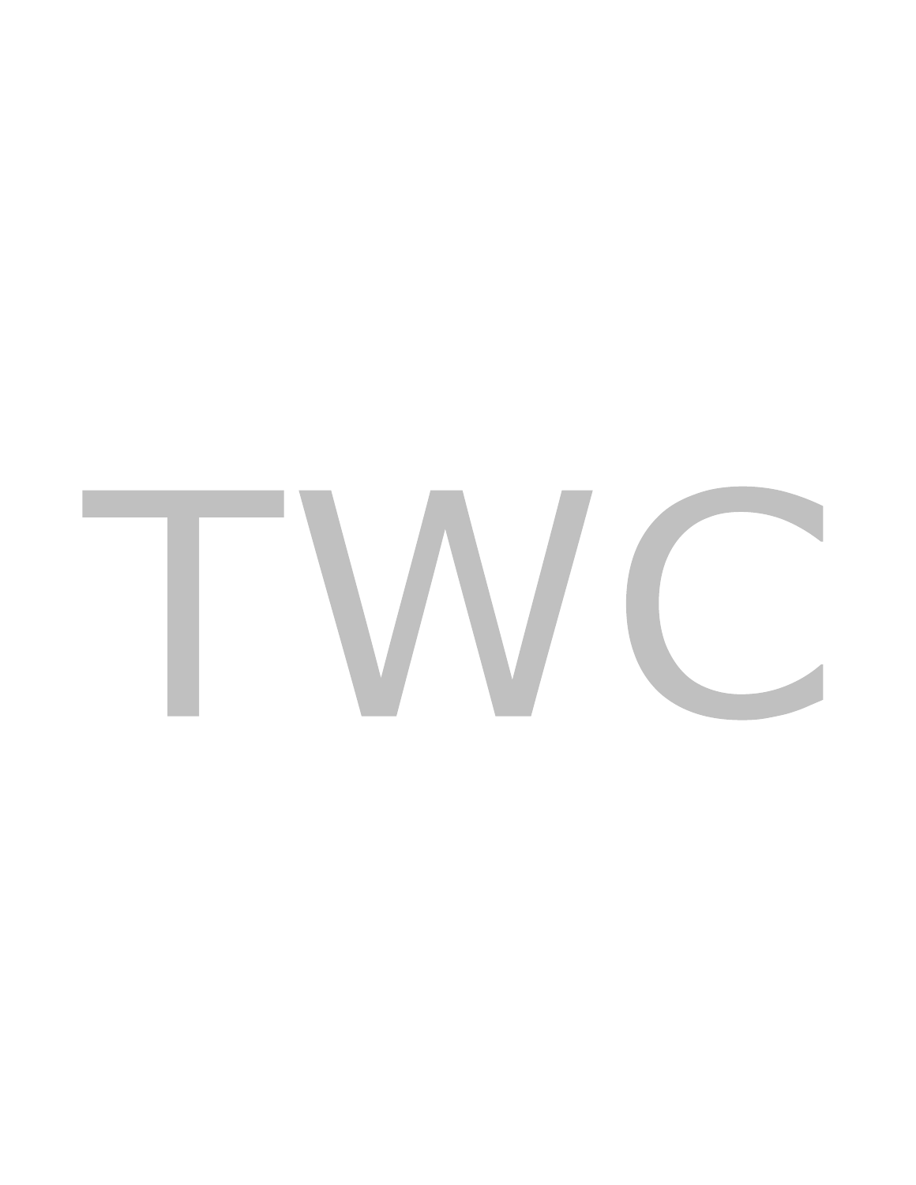TWC